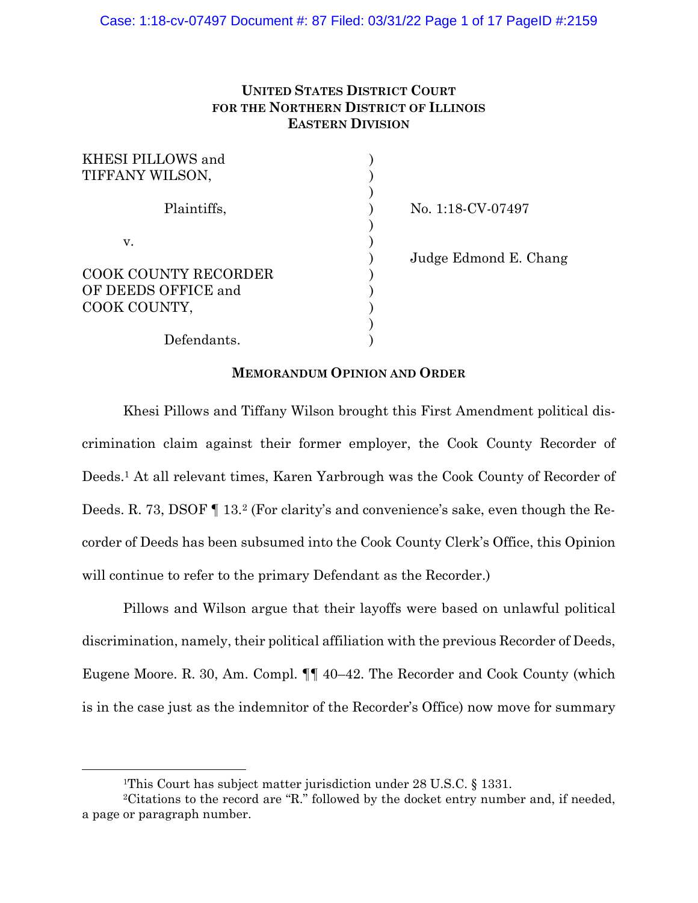**UNITED STATES DISTRICT COURT**
**FOR THE NORTHERN DISTRICT OF ILLINOIS**
**EASTERN DIVISION**

| | | |
|---|---|---|
| KHESI PILLOWS and TIFFANY WILSON, | ) | |
| Plaintiffs, | ) | No. 1:18-CV-07497 |
| v. | ) | |
| | ) | Judge Edmond E. Chang |
| COOK COUNTY RECORDER OF DEEDS OFFICE and COOK COUNTY, | ) | |
| Defendants. | ) | |

**MEMORANDUM OPINION AND ORDER**

Khesi Pillows and Tiffany Wilson brought this First Amendment political discrimination claim against their former employer, the Cook County Recorder of Deeds.[1] At all relevant times, Karen Yarbrough was the Cook County of Recorder of Deeds. R. 73, DSOF ¶ 13.[2] (For clarity's and convenience's sake, even though the Recorder of Deeds has been subsumed into the Cook County Clerk's Office, this Opinion will continue to refer to the primary Defendant as the Recorder.)

Pillows and Wilson argue that their layoffs were based on unlawful political discrimination, namely, their political affiliation with the previous Recorder of Deeds, Eugene Moore. R. 30, Am. Compl. ¶¶ 40–42. The Recorder and Cook County (which is in the case just as the indemnitor of the Recorder's Office) now move for summary

---

[1]This Court has subject matter jurisdiction under 28 U.S.C. § 1331.

[2]Citations to the record are "R." followed by the docket entry number and, if needed, a page or paragraph number.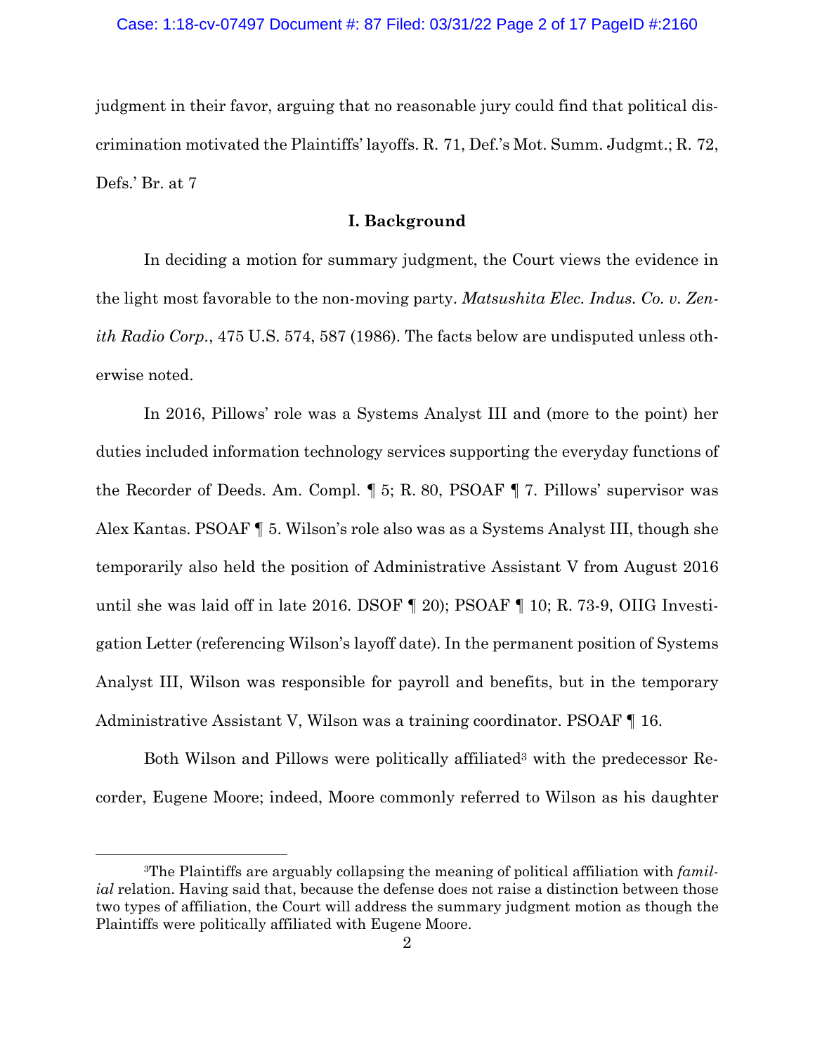judgment in their favor, arguing that no reasonable jury could find that political discrimination motivated the Plaintiffs' layoffs. R. 71, Def.'s Mot. Summ. Judgmt.; R. 72, Defs.' Br. at 7

## I. Background

In deciding a motion for summary judgment, the Court views the evidence in the light most favorable to the non-moving party. *Matsushita Elec. Indus. Co. v. Zenith Radio Corp.*, 475 U.S. 574, 587 (1986). The facts below are undisputed unless otherwise noted.

In 2016, Pillows' role was a Systems Analyst III and (more to the point) her duties included information technology services supporting the everyday functions of the Recorder of Deeds. Am. Compl. ¶ 5; R. 80, PSOAF ¶ 7. Pillows' supervisor was Alex Kantas. PSOAF ¶ 5. Wilson's role also was as a Systems Analyst III, though she temporarily also held the position of Administrative Assistant V from August 2016 until she was laid off in late 2016. DSOF ¶ 20); PSOAF ¶ 10; R. 73-9, OIIG Investigation Letter (referencing Wilson's layoff date). In the permanent position of Systems Analyst III, Wilson was responsible for payroll and benefits, but in the temporary Administrative Assistant V, Wilson was a training coordinator. PSOAF ¶ 16.

Both Wilson and Pillows were politically affiliated[3] with the predecessor Recorder, Eugene Moore; indeed, Moore commonly referred to Wilson as his daughter

[3]The Plaintiffs are arguably collapsing the meaning of political affiliation with *familial* relation. Having said that, because the defense does not raise a distinction between those two types of affiliation, the Court will address the summary judgment motion as though the Plaintiffs were politically affiliated with Eugene Moore.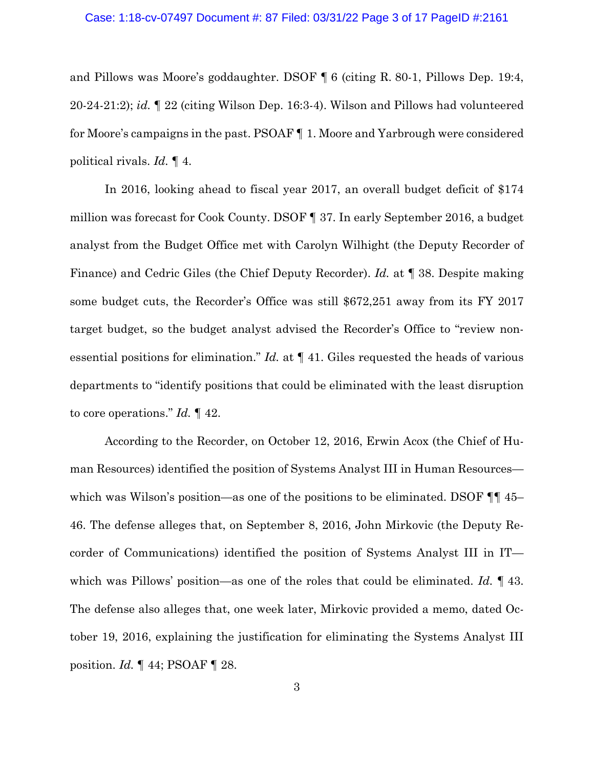and Pillows was Moore's goddaughter. DSOF ¶ 6 (citing R. 80-1, Pillows Dep. 19:4, 20-24-21:2); *id.* ¶ 22 (citing Wilson Dep. 16:3-4). Wilson and Pillows had volunteered for Moore's campaigns in the past. PSOAF ¶ 1. Moore and Yarbrough were considered political rivals. *Id.* ¶ 4.

In 2016, looking ahead to fiscal year 2017, an overall budget deficit of $174 million was forecast for Cook County. DSOF ¶ 37. In early September 2016, a budget analyst from the Budget Office met with Carolyn Wilhight (the Deputy Recorder of Finance) and Cedric Giles (the Chief Deputy Recorder). *Id.* at ¶ 38. Despite making some budget cuts, the Recorder's Office was still $672,251 away from its FY 2017 target budget, so the budget analyst advised the Recorder's Office to "review non-essential positions for elimination." *Id.* at ¶ 41. Giles requested the heads of various departments to "identify positions that could be eliminated with the least disruption to core operations." *Id.* ¶ 42.

According to the Recorder, on October 12, 2016, Erwin Acox (the Chief of Human Resources) identified the position of Systems Analyst III in Human Resources—which was Wilson's position—as one of the positions to be eliminated. DSOF ¶¶ 45–46. The defense alleges that, on September 8, 2016, John Mirkovic (the Deputy Recorder of Communications) identified the position of Systems Analyst III in IT—which was Pillows' position—as one of the roles that could be eliminated. *Id.* ¶ 43. The defense also alleges that, one week later, Mirkovic provided a memo, dated October 19, 2016, explaining the justification for eliminating the Systems Analyst III position. *Id.* ¶ 44; PSOAF ¶ 28.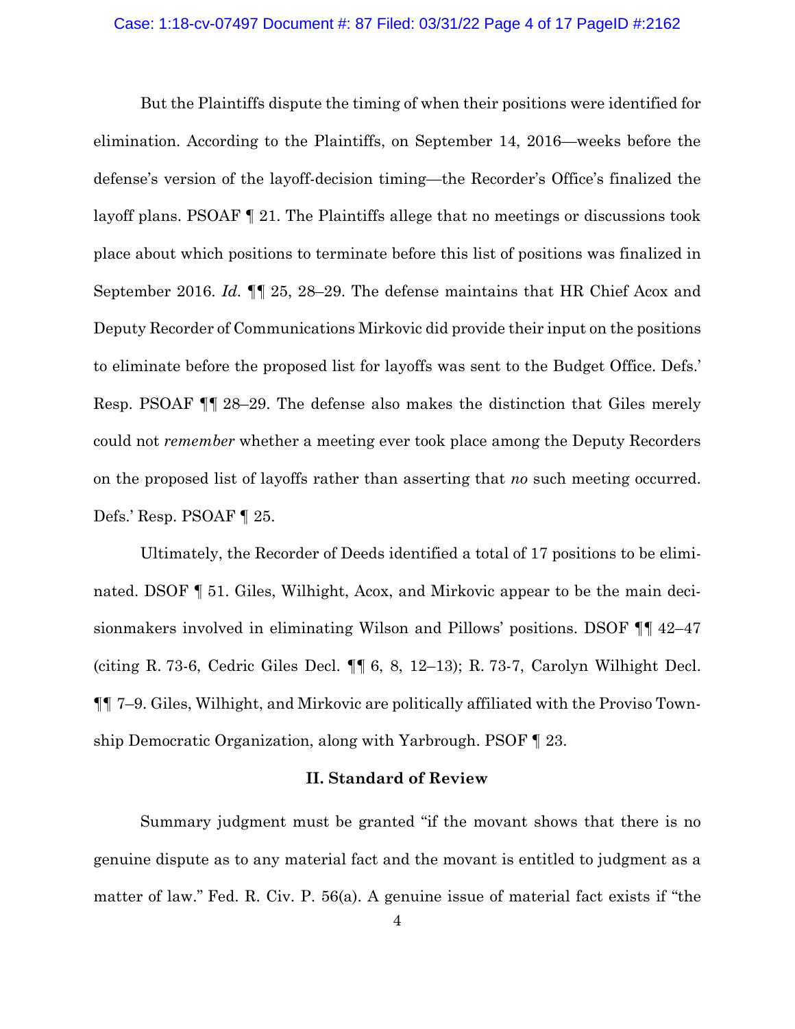But the Plaintiffs dispute the timing of when their positions were identified for elimination. According to the Plaintiffs, on September 14, 2016—weeks before the defense's version of the layoff-decision timing—the Recorder's Office's finalized the layoff plans. PSOAF ¶ 21. The Plaintiffs allege that no meetings or discussions took place about which positions to terminate before this list of positions was finalized in September 2016. *Id.* ¶¶ 25, 28–29. The defense maintains that HR Chief Acox and Deputy Recorder of Communications Mirkovic did provide their input on the positions to eliminate before the proposed list for layoffs was sent to the Budget Office. Defs.' Resp. PSOAF ¶¶ 28–29. The defense also makes the distinction that Giles merely could not *remember* whether a meeting ever took place among the Deputy Recorders on the proposed list of layoffs rather than asserting that *no* such meeting occurred. Defs.' Resp. PSOAF ¶ 25.

Ultimately, the Recorder of Deeds identified a total of 17 positions to be eliminated. DSOF ¶ 51. Giles, Wilhight, Acox, and Mirkovic appear to be the main decisionmakers involved in eliminating Wilson and Pillows' positions. DSOF ¶¶ 42–47 (citing R. 73-6, Cedric Giles Decl. ¶¶ 6, 8, 12–13); R. 73-7, Carolyn Wilhight Decl. ¶¶ 7–9. Giles, Wilhight, and Mirkovic are politically affiliated with the Proviso Township Democratic Organization, along with Yarbrough. PSOF ¶ 23.

## II. Standard of Review

Summary judgment must be granted "if the movant shows that there is no genuine dispute as to any material fact and the movant is entitled to judgment as a matter of law." Fed. R. Civ. P. 56(a). A genuine issue of material fact exists if "the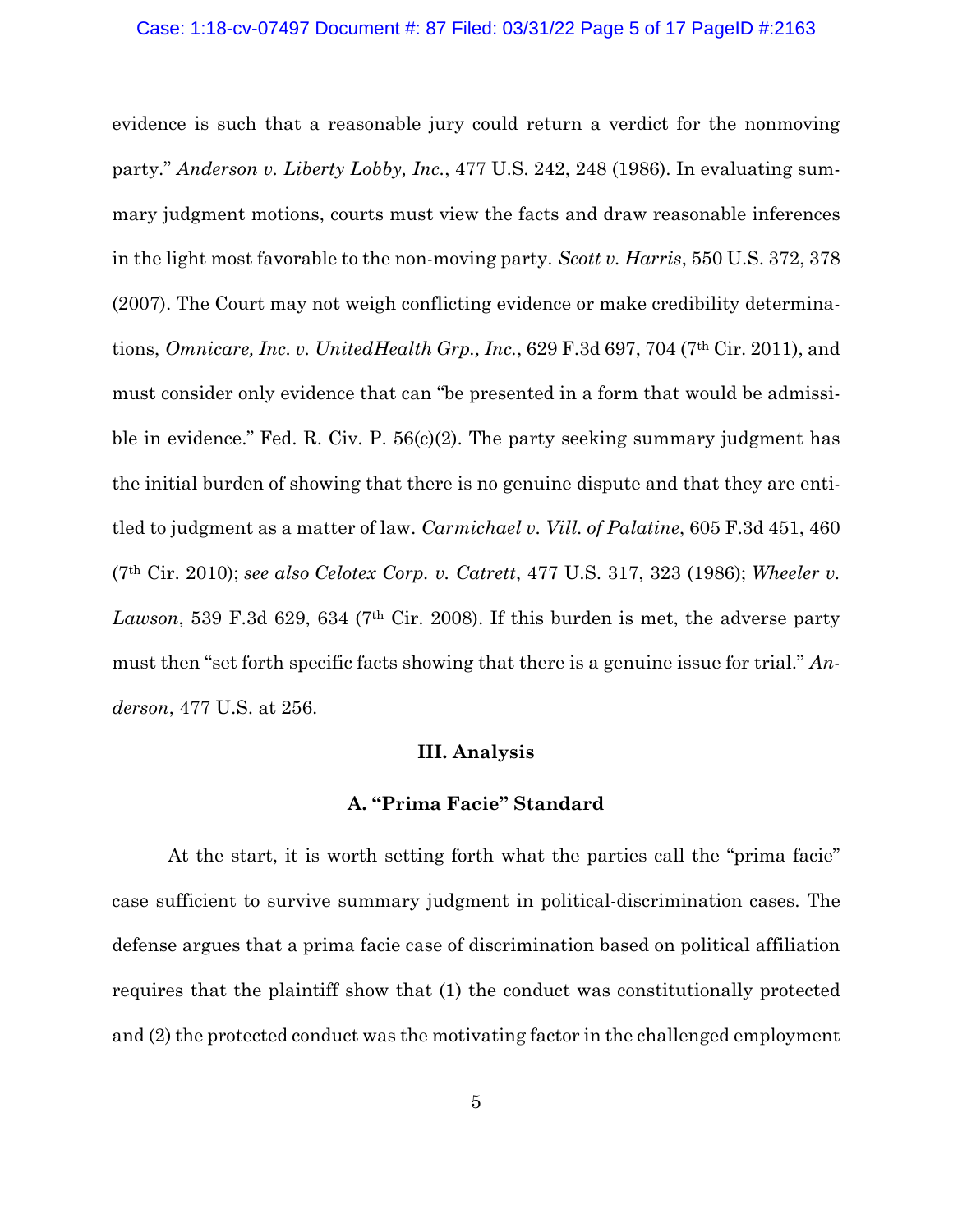evidence is such that a reasonable jury could return a verdict for the nonmoving party." *Anderson v. Liberty Lobby, Inc.*, 477 U.S. 242, 248 (1986). In evaluating summary judgment motions, courts must view the facts and draw reasonable inferences in the light most favorable to the non-moving party. *Scott v. Harris*, 550 U.S. 372, 378 (2007). The Court may not weigh conflicting evidence or make credibility determinations, *Omnicare, Inc. v. UnitedHealth Grp., Inc.*, 629 F.3d 697, 704 (7th Cir. 2011), and must consider only evidence that can "be presented in a form that would be admissible in evidence." Fed. R. Civ. P. 56(c)(2). The party seeking summary judgment has the initial burden of showing that there is no genuine dispute and that they are entitled to judgment as a matter of law. *Carmichael v. Vill. of Palatine*, 605 F.3d 451, 460 (7th Cir. 2010); *see also Celotex Corp. v. Catrett*, 477 U.S. 317, 323 (1986); *Wheeler v. Lawson*, 539 F.3d 629, 634 (7th Cir. 2008). If this burden is met, the adverse party must then "set forth specific facts showing that there is a genuine issue for trial." *Anderson*, 477 U.S. at 256.

## III. Analysis

### A. "Prima Facie" Standard

At the start, it is worth setting forth what the parties call the "prima facie" case sufficient to survive summary judgment in political-discrimination cases. The defense argues that a prima facie case of discrimination based on political affiliation requires that the plaintiff show that (1) the conduct was constitutionally protected and (2) the protected conduct was the motivating factor in the challenged employment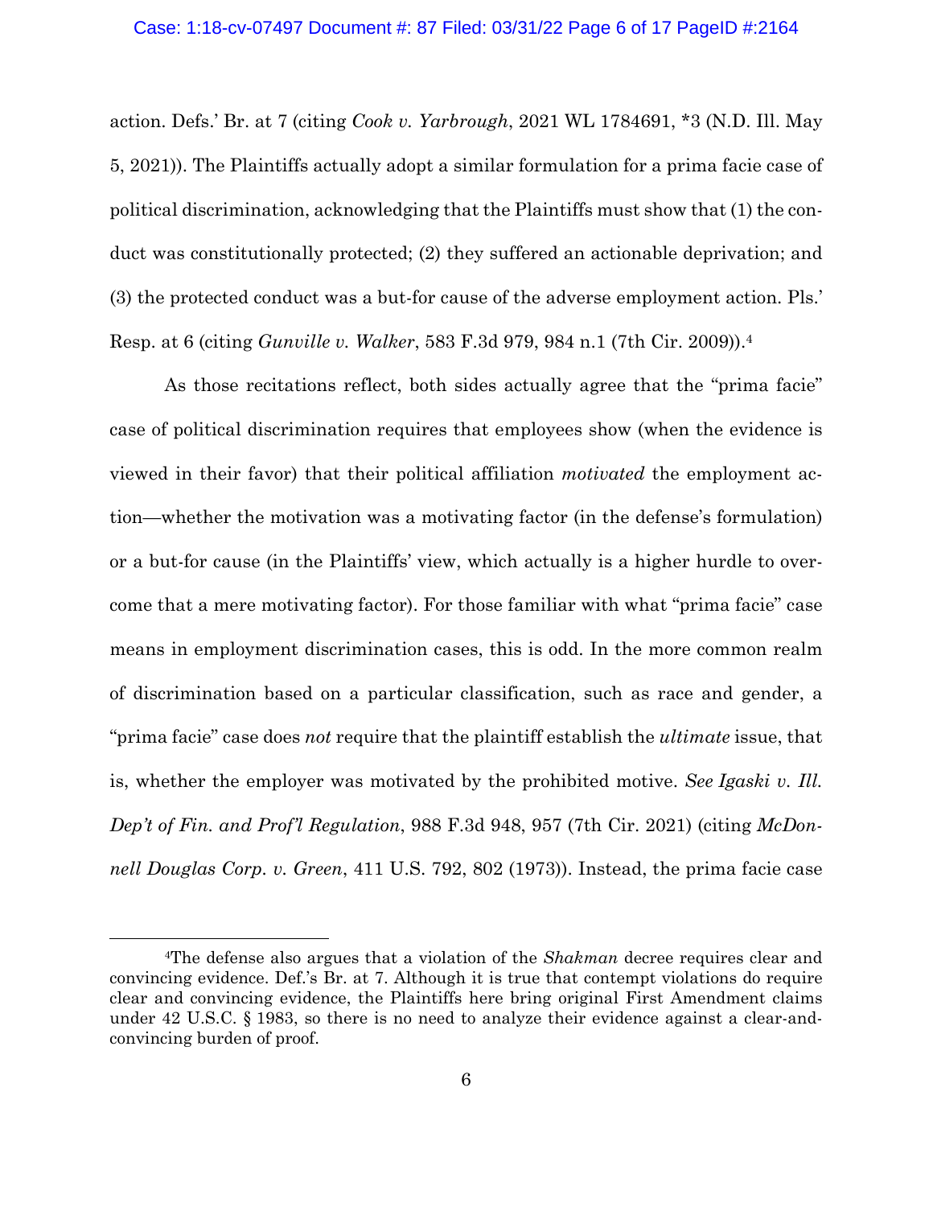action. Defs.' Br. at 7 (citing *Cook v. Yarbrough*, 2021 WL 1784691, *3 (N.D. Ill. May 5, 2021)). The Plaintiffs actually adopt a similar formulation for a prima facie case of political discrimination, acknowledging that the Plaintiffs must show that (1) the conduct was constitutionally protected; (2) they suffered an actionable deprivation; and (3) the protected conduct was a but-for cause of the adverse employment action. Pls.' Resp. at 6 (citing *Gunville v. Walker*, 583 F.3d 979, 984 n.1 (7th Cir. 2009)).[4]

As those recitations reflect, both sides actually agree that the "prima facie" case of political discrimination requires that employees show (when the evidence is viewed in their favor) that their political affiliation *motivated* the employment action—whether the motivation was a motivating factor (in the defense's formulation) or a but-for cause (in the Plaintiffs' view, which actually is a higher hurdle to overcome that a mere motivating factor). For those familiar with what "prima facie" case means in employment discrimination cases, this is odd. In the more common realm of discrimination based on a particular classification, such as race and gender, a "prima facie" case does *not* require that the plaintiff establish the *ultimate* issue, that is, whether the employer was motivated by the prohibited motive. *See Igaski v. Ill. Dep't of Fin. and Prof'l Regulation*, 988 F.3d 948, 957 (7th Cir. 2021) (citing *McDonnell Douglas Corp. v. Green*, 411 U.S. 792, 802 (1973)). Instead, the prima facie case

[4]The defense also argues that a violation of the *Shakman* decree requires clear and convincing evidence. Def.'s Br. at 7. Although it is true that contempt violations do require clear and convincing evidence, the Plaintiffs here bring original First Amendment claims under 42 U.S.C. § 1983, so there is no need to analyze their evidence against a clear-and-convincing burden of proof.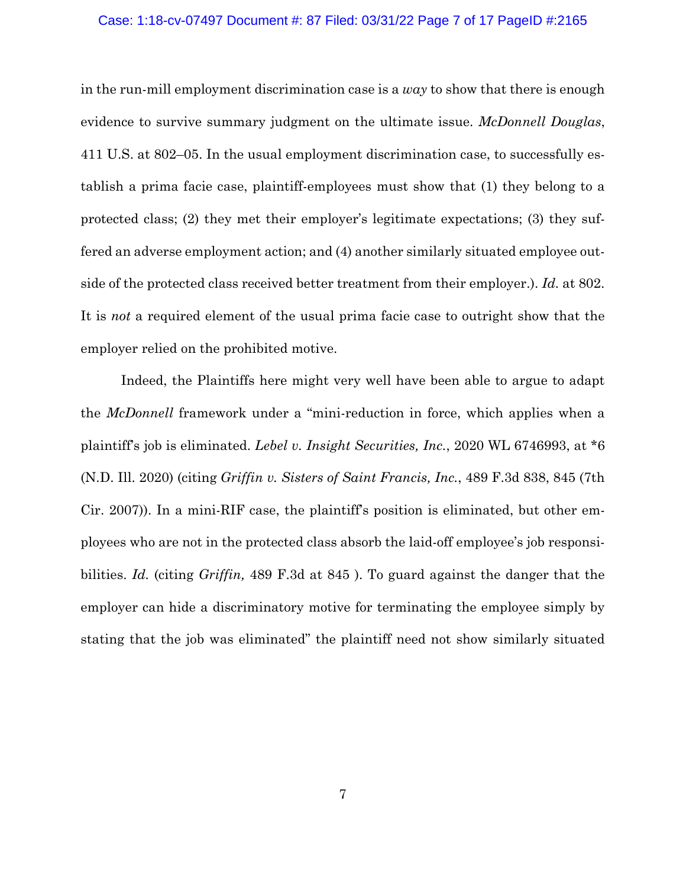in the run-mill employment discrimination case is a *way* to show that there is enough evidence to survive summary judgment on the ultimate issue. *McDonnell Douglas*, 411 U.S. at 802–05. In the usual employment discrimination case, to successfully establish a prima facie case, plaintiff-employees must show that (1) they belong to a protected class; (2) they met their employer's legitimate expectations; (3) they suffered an adverse employment action; and (4) another similarly situated employee outside of the protected class received better treatment from their employer.). *Id.* at 802. It is *not* a required element of the usual prima facie case to outright show that the employer relied on the prohibited motive.

Indeed, the Plaintiffs here might very well have been able to argue to adapt the *McDonnell* framework under a "mini-reduction in force, which applies when a plaintiff's job is eliminated. *Lebel v. Insight Securities, Inc.*, 2020 WL 6746993, at *6 (N.D. Ill. 2020) (citing *Griffin v. Sisters of Saint Francis, Inc.*, 489 F.3d 838, 845 (7th Cir. 2007)). In a mini-RIF case, the plaintiff's position is eliminated, but other employees who are not in the protected class absorb the laid-off employee's job responsibilities. *Id.* (citing *Griffin,* 489 F.3d at 845 ). To guard against the danger that the employer can hide a discriminatory motive for terminating the employee simply by stating that the job was eliminated" the plaintiff need not show similarly situated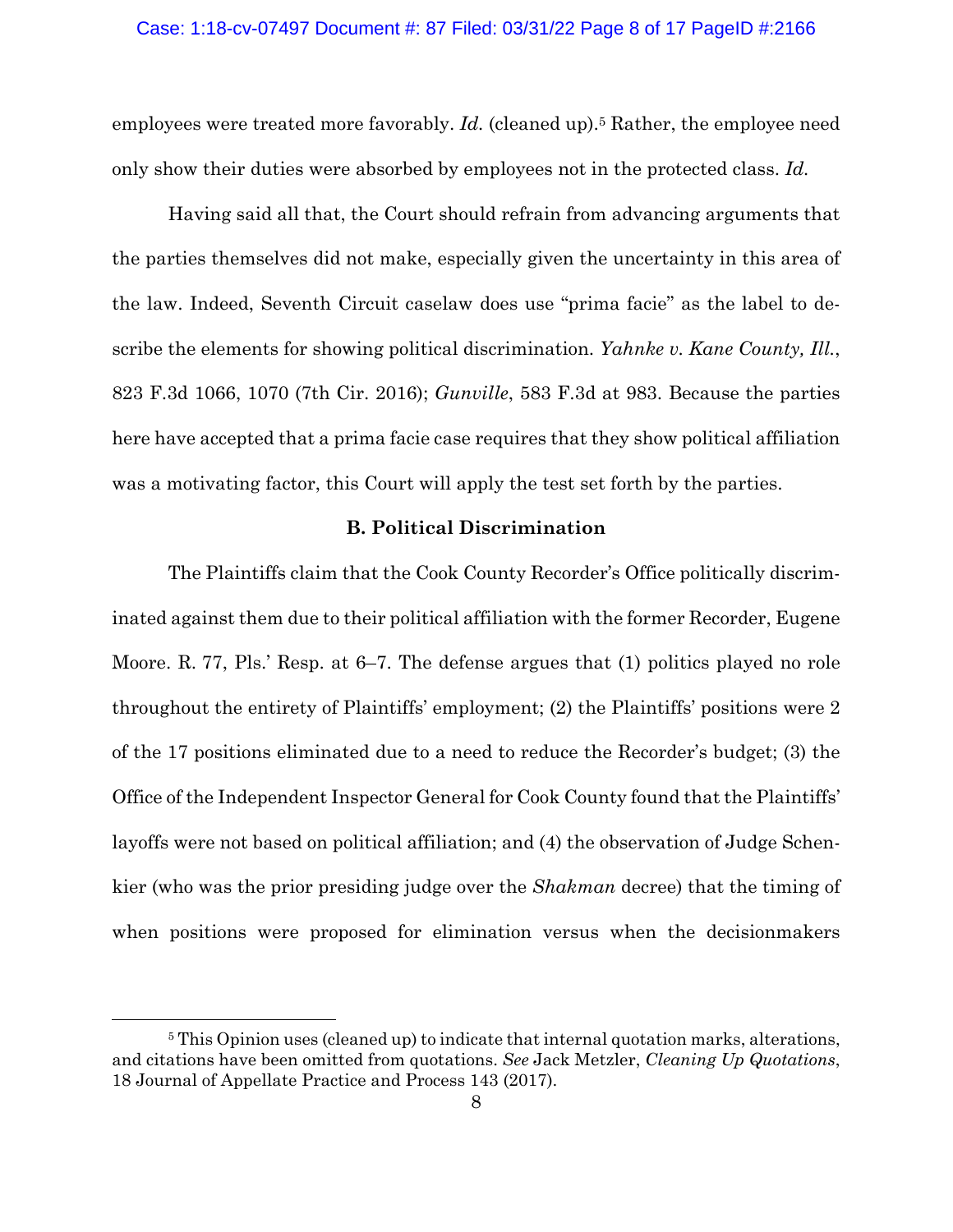employees were treated more favorably. *Id.* (cleaned up).[5] Rather, the employee need only show their duties were absorbed by employees not in the protected class. *Id.*

Having said all that, the Court should refrain from advancing arguments that the parties themselves did not make, especially given the uncertainty in this area of the law. Indeed, Seventh Circuit caselaw does use "prima facie" as the label to describe the elements for showing political discrimination. *Yahnke v. Kane County, Ill.*, 823 F.3d 1066, 1070 (7th Cir. 2016); *Gunville*, 583 F.3d at 983. Because the parties here have accepted that a prima facie case requires that they show political affiliation was a motivating factor, this Court will apply the test set forth by the parties.

### B. Political Discrimination

The Plaintiffs claim that the Cook County Recorder's Office politically discriminated against them due to their political affiliation with the former Recorder, Eugene Moore. R. 77, Pls.' Resp. at 6–7. The defense argues that (1) politics played no role throughout the entirety of Plaintiffs' employment; (2) the Plaintiffs' positions were 2 of the 17 positions eliminated due to a need to reduce the Recorder's budget; (3) the Office of the Independent Inspector General for Cook County found that the Plaintiffs' layoffs were not based on political affiliation; and (4) the observation of Judge Schenkier (who was the prior presiding judge over the *Shakman* decree) that the timing of when positions were proposed for elimination versus when the decisionmakers

---

[5] This Opinion uses (cleaned up) to indicate that internal quotation marks, alterations, and citations have been omitted from quotations. *See* Jack Metzler, *Cleaning Up Quotations*, 18 Journal of Appellate Practice and Process 143 (2017).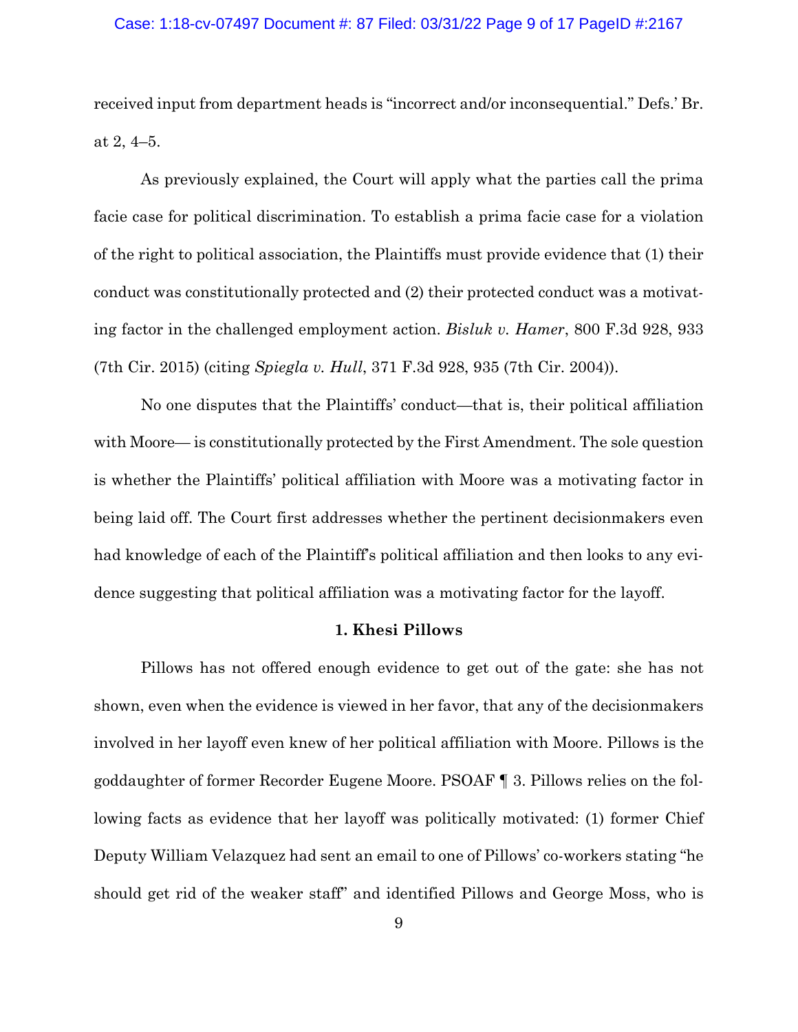received input from department heads is "incorrect and/or inconsequential." Defs.' Br. at 2, 4–5.

As previously explained, the Court will apply what the parties call the prima facie case for political discrimination. To establish a prima facie case for a violation of the right to political association, the Plaintiffs must provide evidence that (1) their conduct was constitutionally protected and (2) their protected conduct was a motivating factor in the challenged employment action. *Bisluk v. Hamer*, 800 F.3d 928, 933 (7th Cir. 2015) (citing *Spiegla v. Hull*, 371 F.3d 928, 935 (7th Cir. 2004)).

No one disputes that the Plaintiffs' conduct—that is, their political affiliation with Moore— is constitutionally protected by the First Amendment. The sole question is whether the Plaintiffs' political affiliation with Moore was a motivating factor in being laid off. The Court first addresses whether the pertinent decisionmakers even had knowledge of each of the Plaintiff's political affiliation and then looks to any evidence suggesting that political affiliation was a motivating factor for the layoff.

**1. Khesi Pillows**

Pillows has not offered enough evidence to get out of the gate: she has not shown, even when the evidence is viewed in her favor, that any of the decisionmakers involved in her layoff even knew of her political affiliation with Moore. Pillows is the goddaughter of former Recorder Eugene Moore. PSOAF ¶ 3. Pillows relies on the following facts as evidence that her layoff was politically motivated: (1) former Chief Deputy William Velazquez had sent an email to one of Pillows' co-workers stating "he should get rid of the weaker staff" and identified Pillows and George Moss, who is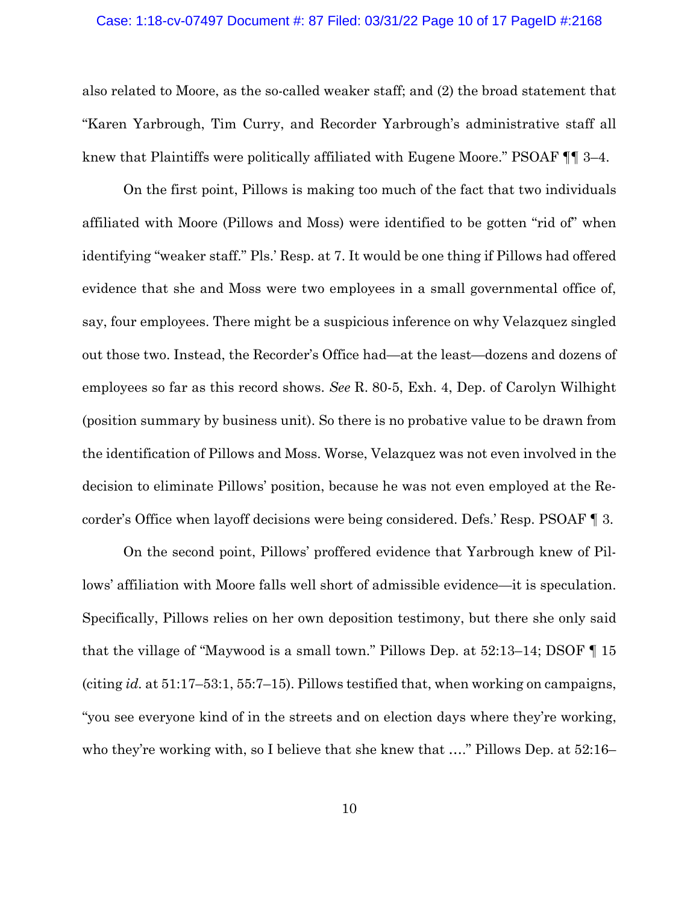also related to Moore, as the so-called weaker staff; and (2) the broad statement that "Karen Yarbrough, Tim Curry, and Recorder Yarbrough's administrative staff all knew that Plaintiffs were politically affiliated with Eugene Moore." PSOAF ¶¶ 3–4.

On the first point, Pillows is making too much of the fact that two individuals affiliated with Moore (Pillows and Moss) were identified to be gotten "rid of" when identifying "weaker staff." Pls.' Resp. at 7. It would be one thing if Pillows had offered evidence that she and Moss were two employees in a small governmental office of, say, four employees. There might be a suspicious inference on why Velazquez singled out those two. Instead, the Recorder's Office had—at the least—dozens and dozens of employees so far as this record shows. *See* R. 80-5, Exh. 4, Dep. of Carolyn Wilhight (position summary by business unit). So there is no probative value to be drawn from the identification of Pillows and Moss. Worse, Velazquez was not even involved in the decision to eliminate Pillows' position, because he was not even employed at the Recorder's Office when layoff decisions were being considered. Defs.' Resp. PSOAF ¶ 3.

On the second point, Pillows' proffered evidence that Yarbrough knew of Pillows' affiliation with Moore falls well short of admissible evidence—it is speculation. Specifically, Pillows relies on her own deposition testimony, but there she only said that the village of "Maywood is a small town." Pillows Dep. at 52:13–14; DSOF ¶ 15 (citing *id.* at 51:17–53:1, 55:7–15). Pillows testified that, when working on campaigns, "you see everyone kind of in the streets and on election days where they're working, who they're working with, so I believe that she knew that …." Pillows Dep. at 52:16–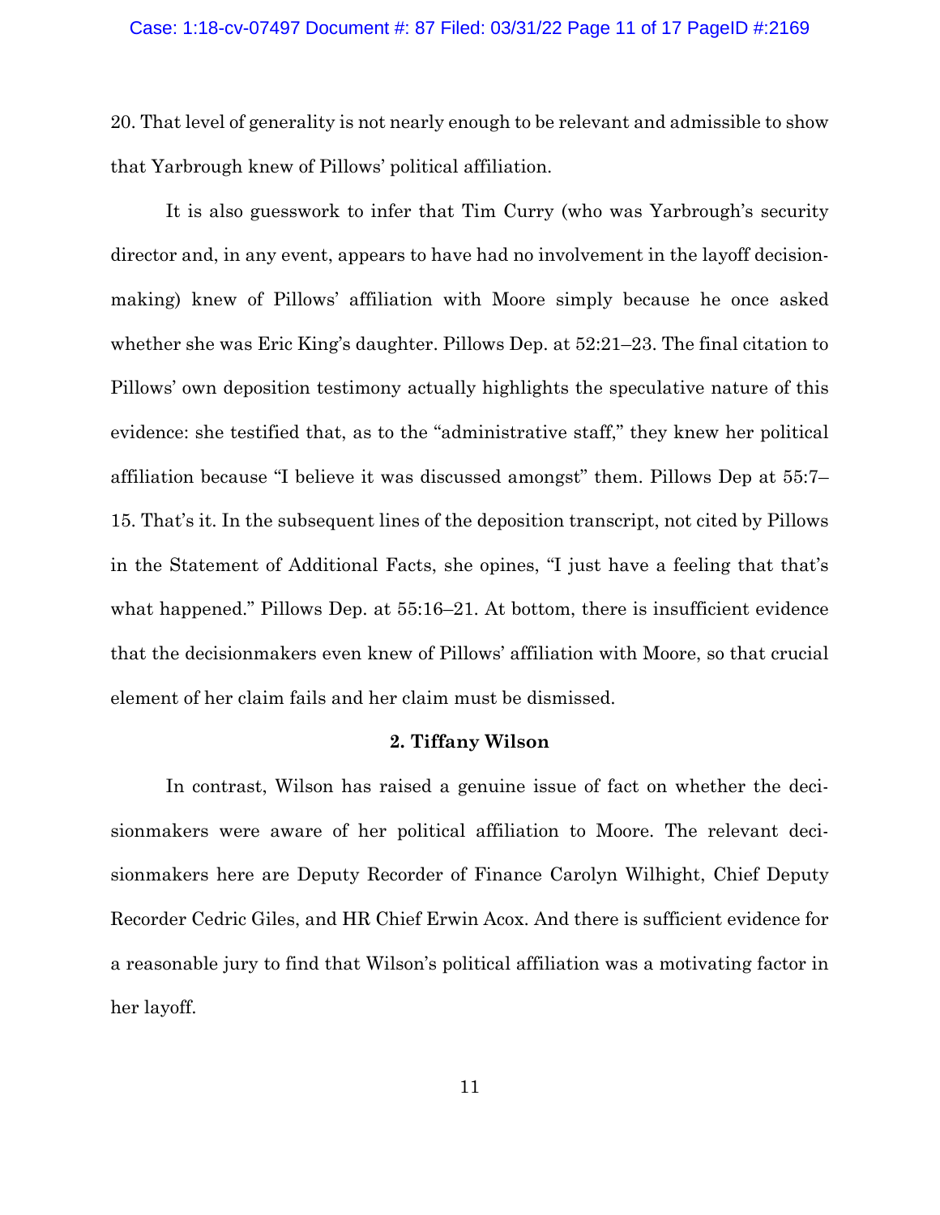20. That level of generality is not nearly enough to be relevant and admissible to show that Yarbrough knew of Pillows' political affiliation.

It is also guesswork to infer that Tim Curry (who was Yarbrough's security director and, in any event, appears to have had no involvement in the layoff decision-making) knew of Pillows' affiliation with Moore simply because he once asked whether she was Eric King's daughter. Pillows Dep. at 52:21–23. The final citation to Pillows' own deposition testimony actually highlights the speculative nature of this evidence: she testified that, as to the "administrative staff," they knew her political affiliation because "I believe it was discussed amongst" them. Pillows Dep at 55:7–15. That's it. In the subsequent lines of the deposition transcript, not cited by Pillows in the Statement of Additional Facts, she opines, "I just have a feeling that that's what happened." Pillows Dep. at 55:16–21. At bottom, there is insufficient evidence that the decisionmakers even knew of Pillows' affiliation with Moore, so that crucial element of her claim fails and her claim must be dismissed.

**2. Tiffany Wilson**

In contrast, Wilson has raised a genuine issue of fact on whether the decisionmakers were aware of her political affiliation to Moore. The relevant decisionmakers here are Deputy Recorder of Finance Carolyn Wilhight, Chief Deputy Recorder Cedric Giles, and HR Chief Erwin Acox. And there is sufficient evidence for a reasonable jury to find that Wilson's political affiliation was a motivating factor in her layoff.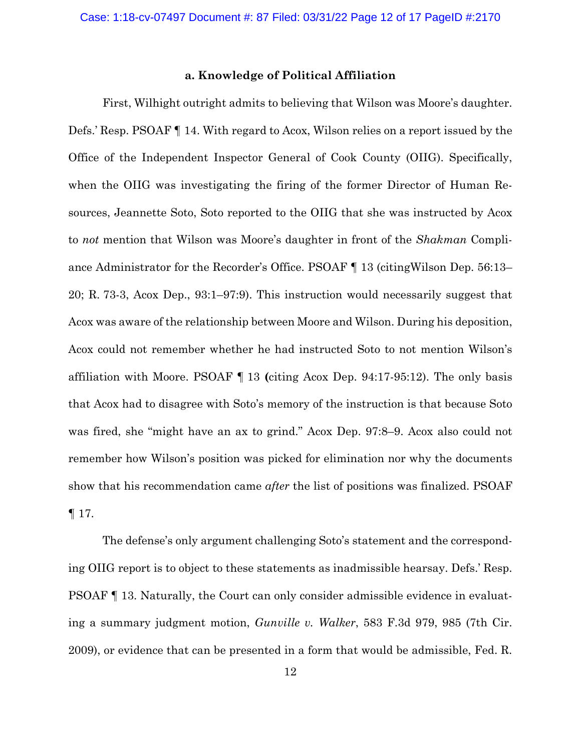### a. Knowledge of Political Affiliation

First, Wilhight outright admits to believing that Wilson was Moore's daughter. Defs.' Resp. PSOAF ¶ 14. With regard to Acox, Wilson relies on a report issued by the Office of the Independent Inspector General of Cook County (OIIG). Specifically, when the OIIG was investigating the firing of the former Director of Human Resources, Jeannette Soto, Soto reported to the OIIG that she was instructed by Acox to *not* mention that Wilson was Moore's daughter in front of the *Shakman* Compliance Administrator for the Recorder's Office. PSOAF ¶ 13 (citingWilson Dep. 56:13–20; R. 73-3, Acox Dep., 93:1–97:9). This instruction would necessarily suggest that Acox was aware of the relationship between Moore and Wilson. During his deposition, Acox could not remember whether he had instructed Soto to not mention Wilson's affiliation with Moore. PSOAF ¶ 13 **(**citing Acox Dep. 94:17-95:12). The only basis that Acox had to disagree with Soto's memory of the instruction is that because Soto was fired, she "might have an ax to grind." Acox Dep. 97:8–9. Acox also could not remember how Wilson's position was picked for elimination nor why the documents show that his recommendation came *after* the list of positions was finalized. PSOAF ¶ 17.

The defense's only argument challenging Soto's statement and the corresponding OIIG report is to object to these statements as inadmissible hearsay. Defs.' Resp. PSOAF ¶ 13. Naturally, the Court can only consider admissible evidence in evaluating a summary judgment motion, *Gunville v. Walker*, 583 F.3d 979, 985 (7th Cir. 2009), or evidence that can be presented in a form that would be admissible, Fed. R.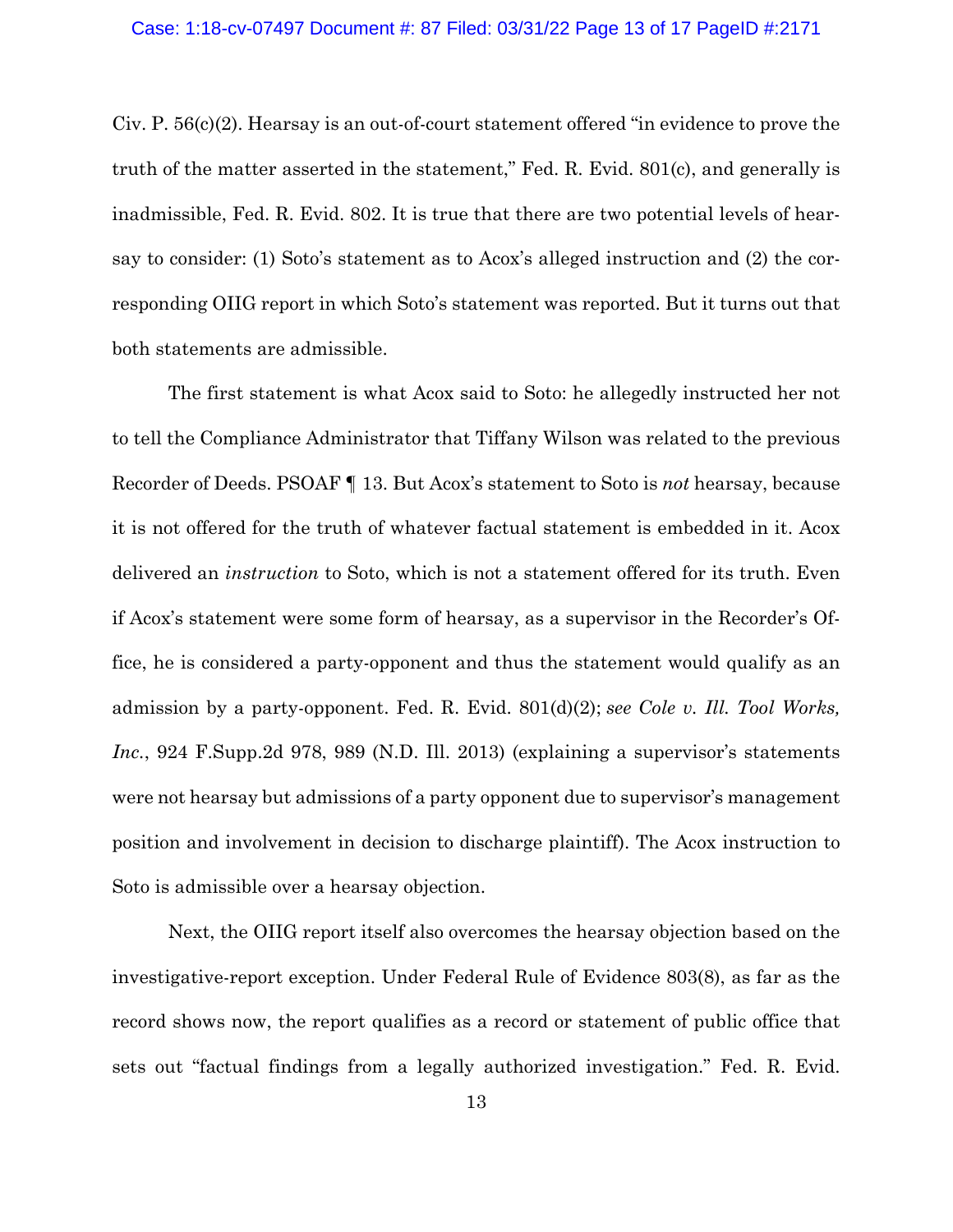Civ. P. 56(c)(2). Hearsay is an out-of-court statement offered "in evidence to prove the truth of the matter asserted in the statement," Fed. R. Evid. 801(c), and generally is inadmissible, Fed. R. Evid. 802. It is true that there are two potential levels of hearsay to consider: (1) Soto's statement as to Acox's alleged instruction and (2) the corresponding OIIG report in which Soto's statement was reported. But it turns out that both statements are admissible.

The first statement is what Acox said to Soto: he allegedly instructed her not to tell the Compliance Administrator that Tiffany Wilson was related to the previous Recorder of Deeds. PSOAF ¶ 13. But Acox's statement to Soto is *not* hearsay, because it is not offered for the truth of whatever factual statement is embedded in it. Acox delivered an *instruction* to Soto, which is not a statement offered for its truth. Even if Acox's statement were some form of hearsay, as a supervisor in the Recorder's Office, he is considered a party-opponent and thus the statement would qualify as an admission by a party-opponent. Fed. R. Evid. 801(d)(2); *see Cole v. Ill. Tool Works, Inc.*, 924 F.Supp.2d 978, 989 (N.D. Ill. 2013) (explaining a supervisor's statements were not hearsay but admissions of a party opponent due to supervisor's management position and involvement in decision to discharge plaintiff). The Acox instruction to Soto is admissible over a hearsay objection.

Next, the OIIG report itself also overcomes the hearsay objection based on the investigative-report exception. Under Federal Rule of Evidence 803(8), as far as the record shows now, the report qualifies as a record or statement of public office that sets out "factual findings from a legally authorized investigation." Fed. R. Evid.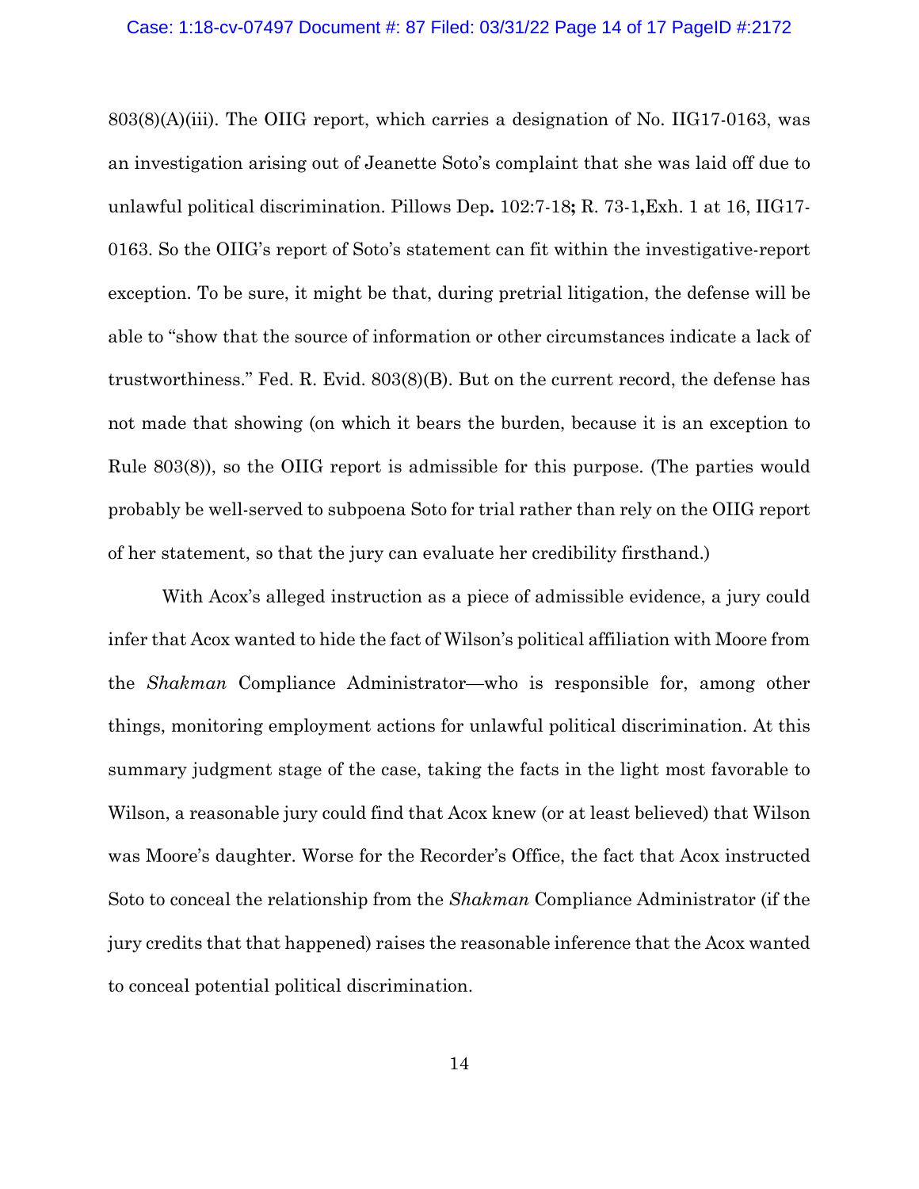803(8)(A)(iii). The OIIG report, which carries a designation of No. IIG17-0163, was an investigation arising out of Jeanette Soto's complaint that she was laid off due to unlawful political discrimination. Pillows Dep**.** 102:7-18**;** R. 73-1**,**Exh. 1 at 16, IIG17-0163. So the OIIG's report of Soto's statement can fit within the investigative-report exception. To be sure, it might be that, during pretrial litigation, the defense will be able to "show that the source of information or other circumstances indicate a lack of trustworthiness." Fed. R. Evid. 803(8)(B). But on the current record, the defense has not made that showing (on which it bears the burden, because it is an exception to Rule 803(8)), so the OIIG report is admissible for this purpose. (The parties would probably be well-served to subpoena Soto for trial rather than rely on the OIIG report of her statement, so that the jury can evaluate her credibility firsthand.)

With Acox's alleged instruction as a piece of admissible evidence, a jury could infer that Acox wanted to hide the fact of Wilson's political affiliation with Moore from the *Shakman* Compliance Administrator—who is responsible for, among other things, monitoring employment actions for unlawful political discrimination. At this summary judgment stage of the case, taking the facts in the light most favorable to Wilson, a reasonable jury could find that Acox knew (or at least believed) that Wilson was Moore's daughter. Worse for the Recorder's Office, the fact that Acox instructed Soto to conceal the relationship from the *Shakman* Compliance Administrator (if the jury credits that that happened) raises the reasonable inference that the Acox wanted to conceal potential political discrimination.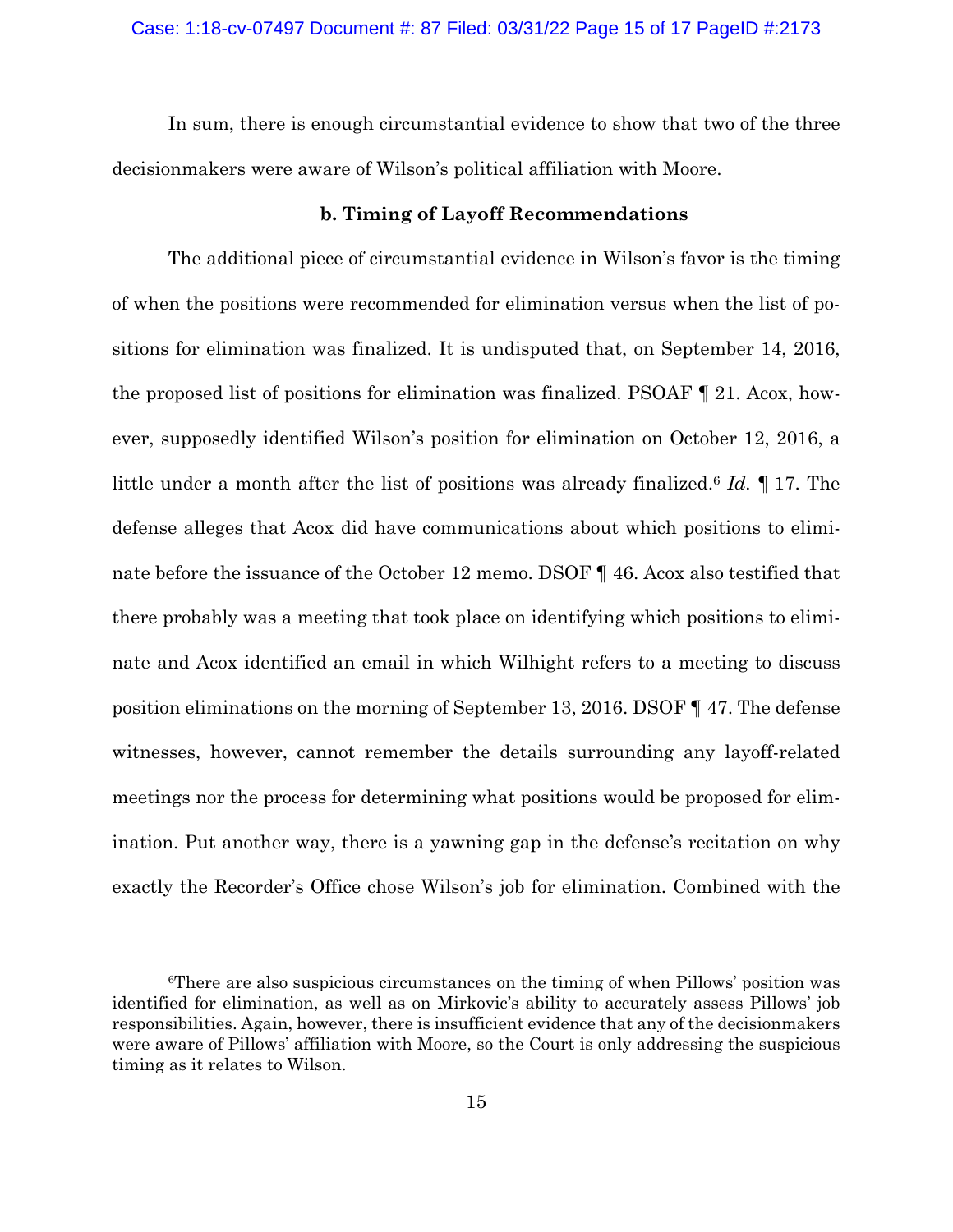In sum, there is enough circumstantial evidence to show that two of the three decisionmakers were aware of Wilson's political affiliation with Moore.

**b. Timing of Layoff Recommendations**

The additional piece of circumstantial evidence in Wilson's favor is the timing of when the positions were recommended for elimination versus when the list of positions for elimination was finalized. It is undisputed that, on September 14, 2016, the proposed list of positions for elimination was finalized. PSOAF ¶ 21. Acox, however, supposedly identified Wilson's position for elimination on October 12, 2016, a little under a month after the list of positions was already finalized.[6] *Id.* ¶ 17. The defense alleges that Acox did have communications about which positions to eliminate before the issuance of the October 12 memo. DSOF ¶ 46. Acox also testified that there probably was a meeting that took place on identifying which positions to eliminate and Acox identified an email in which Wilhight refers to a meeting to discuss position eliminations on the morning of September 13, 2016. DSOF ¶ 47. The defense witnesses, however, cannot remember the details surrounding any layoff-related meetings nor the process for determining what positions would be proposed for elimination. Put another way, there is a yawning gap in the defense's recitation on why exactly the Recorder's Office chose Wilson's job for elimination. Combined with the

[6]There are also suspicious circumstances on the timing of when Pillows' position was identified for elimination, as well as on Mirkovic's ability to accurately assess Pillows' job responsibilities. Again, however, there is insufficient evidence that any of the decisionmakers were aware of Pillows' affiliation with Moore, so the Court is only addressing the suspicious timing as it relates to Wilson.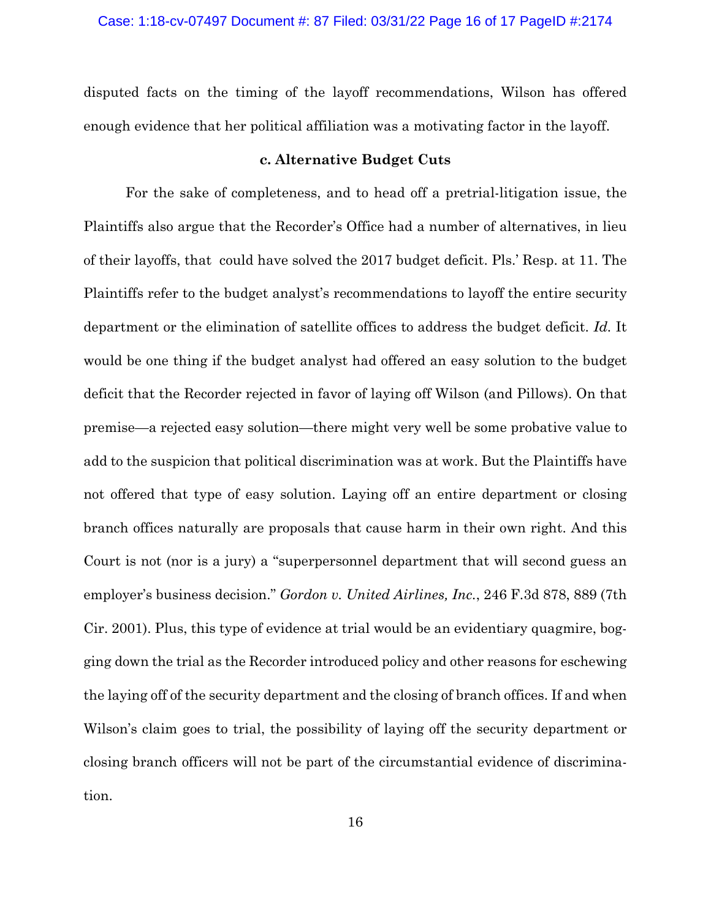disputed facts on the timing of the layoff recommendations, Wilson has offered enough evidence that her political affiliation was a motivating factor in the layoff.

**c. Alternative Budget Cuts**

For the sake of completeness, and to head off a pretrial-litigation issue, the Plaintiffs also argue that the Recorder's Office had a number of alternatives, in lieu of their layoffs, that could have solved the 2017 budget deficit. Pls.' Resp. at 11. The Plaintiffs refer to the budget analyst's recommendations to layoff the entire security department or the elimination of satellite offices to address the budget deficit. *Id.* It would be one thing if the budget analyst had offered an easy solution to the budget deficit that the Recorder rejected in favor of laying off Wilson (and Pillows). On that premise—a rejected easy solution—there might very well be some probative value to add to the suspicion that political discrimination was at work. But the Plaintiffs have not offered that type of easy solution. Laying off an entire department or closing branch offices naturally are proposals that cause harm in their own right. And this Court is not (nor is a jury) a "superpersonnel department that will second guess an employer's business decision." *Gordon v. United Airlines, Inc.*, 246 F.3d 878, 889 (7th Cir. 2001). Plus, this type of evidence at trial would be an evidentiary quagmire, bogging down the trial as the Recorder introduced policy and other reasons for eschewing the laying off of the security department and the closing of branch offices. If and when Wilson's claim goes to trial, the possibility of laying off the security department or closing branch officers will not be part of the circumstantial evidence of discrimination.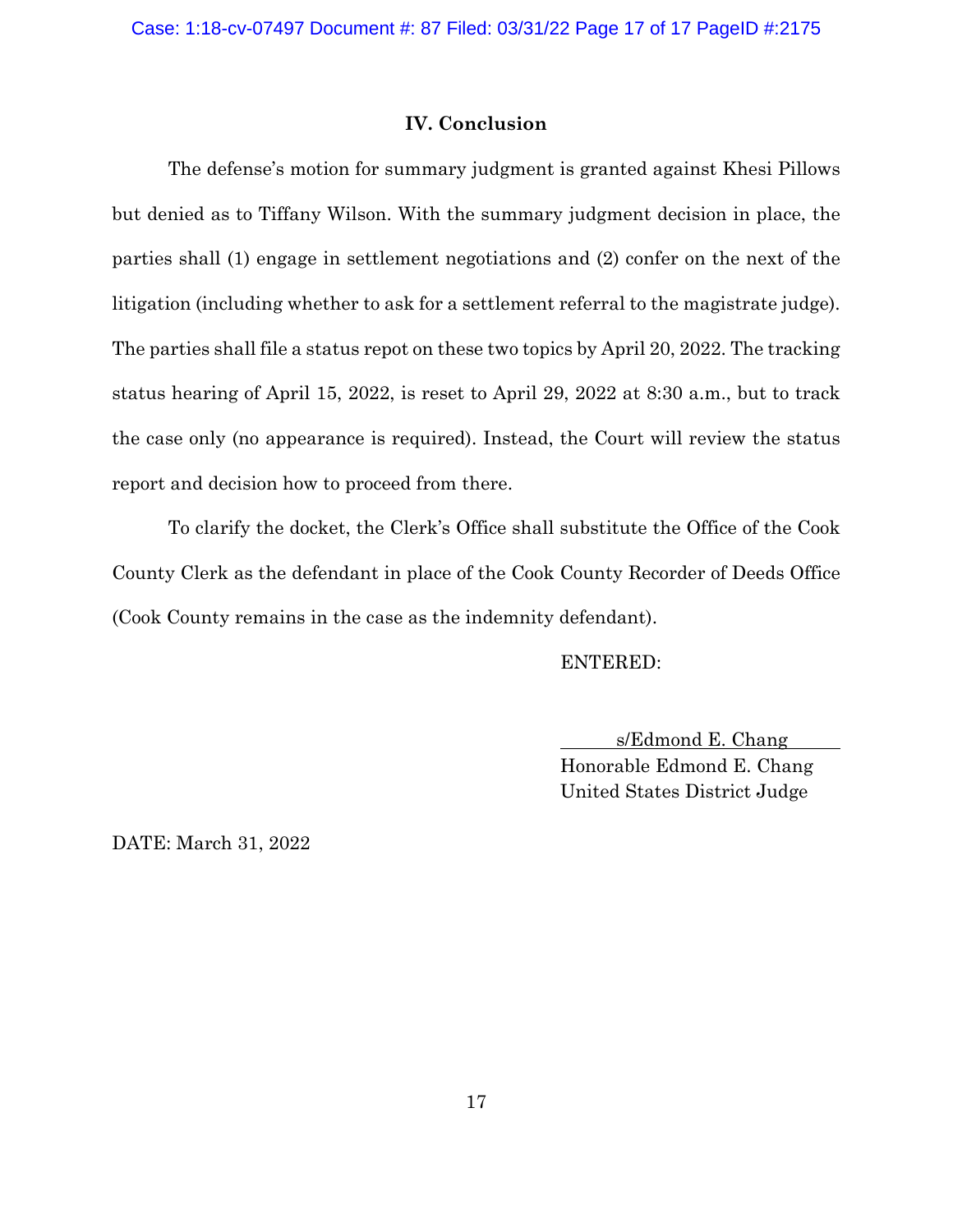## IV. Conclusion

The defense's motion for summary judgment is granted against Khesi Pillows but denied as to Tiffany Wilson. With the summary judgment decision in place, the parties shall (1) engage in settlement negotiations and (2) confer on the next of the litigation (including whether to ask for a settlement referral to the magistrate judge). The parties shall file a status repot on these two topics by April 20, 2022. The tracking status hearing of April 15, 2022, is reset to April 29, 2022 at 8:30 a.m., but to track the case only (no appearance is required). Instead, the Court will review the status report and decision how to proceed from there.

To clarify the docket, the Clerk's Office shall substitute the Office of the Cook County Clerk as the defendant in place of the Cook County Recorder of Deeds Office (Cook County remains in the case as the indemnity defendant).

ENTERED:

s/Edmond E. Chang
Honorable Edmond E. Chang
United States District Judge

DATE: March 31, 2022